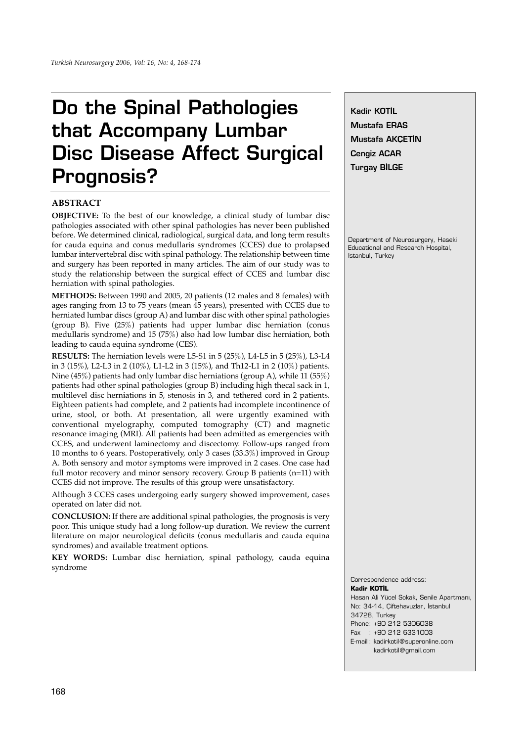# Do the Spinal Pathologies that Accompany Lumbar Disc Disease Affect Surgical Prognosis?

**Kadir KOTİL**
**Mustafa ERAS**
**Mustafa AKÇETİN**
**Cengiz ACAR**
**Turgay BİLGE**

Department of Neurosurgery, Haseki Educational and Research Hospital, Istanbul, Turkey

## ABSTRACT

**OBJECTIVE:** To the best of our knowledge, a clinical study of lumbar disc pathologies associated with other spinal pathologies has never been published before. We determined clinical, radiological, surgical data, and long term results for cauda equina and conus medullaris syndromes (CCES) due to prolapsed lumbar intervertebral disc with spinal pathology. The relationship between time and surgery has been reported in many articles. The aim of our study was to study the relationship between the surgical effect of CCES and lumbar disc herniation with spinal pathologies.

**METHODS:** Between 1990 and 2005, 20 patients (12 males and 8 females) with ages ranging from 13 to 75 years (mean 45 years), presented with CCES due to herniated lumbar discs (group A) and lumbar disc with other spinal pathologies (group B). Five (25%) patients had upper lumbar disc herniation (conus medullaris syndrome) and 15 (75%) also had low lumbar disc herniation, both leading to cauda equina syndrome (CES).

**RESULTS:** The herniation levels were L5-S1 in 5 (25%), L4-L5 in 5 (25%), L3-L4 in 3 (15%), L2-L3 in 2 (10%), L1-L2 in 3 (15%), and Th12-L1 in 2 (10%) patients. Nine (45%) patients had only lumbar disc herniations (group A), while 11 (55%) patients had other spinal pathologies (group B) including high thecal sack in 1, multilevel disc herniations in 5, stenosis in 3, and tethered cord in 2 patients. Eighteen patients had complete, and 2 patients had incomplete incontinence of urine, stool, or both. At presentation, all were urgently examined with conventional myelography, computed tomography (CT) and magnetic resonance imaging (MRI). All patients had been admitted as emergencies with CCES, and underwent laminectomy and discectomy. Follow-ups ranged from 10 months to 6 years. Postoperatively, only 3 cases (33.3%) improved in Group A. Both sensory and motor symptoms were improved in 2 cases. One case had full motor recovery and minor sensory recovery. Group B patients (n=11) with CCES did not improve. The results of this group were unsatisfactory.

Although 3 CCES cases undergoing early surgery showed improvement, cases operated on later did not.

**CONCLUSION:** If there are additional spinal pathologies, the prognosis is very poor. This unique study had a long follow-up duration. We review the current literature on major neurological deficits (conus medullaris and cauda equina syndromes) and available treatment options.

**KEY WORDS:** Lumbar disc herniation, spinal pathology, cauda equina syndrome

Correspondence address:
**Kadir KOTİL**
Hasan Ali Yücel Sokak, Senile Apartmanı, No: 34-14, Çiftehavuzlar, İstanbul 34728, Turkey
Phone: +90 212 5306038
Fax : +90 212 6331003
E-mail : kadirkotil@superonline.com
kadirkotil@gmail.com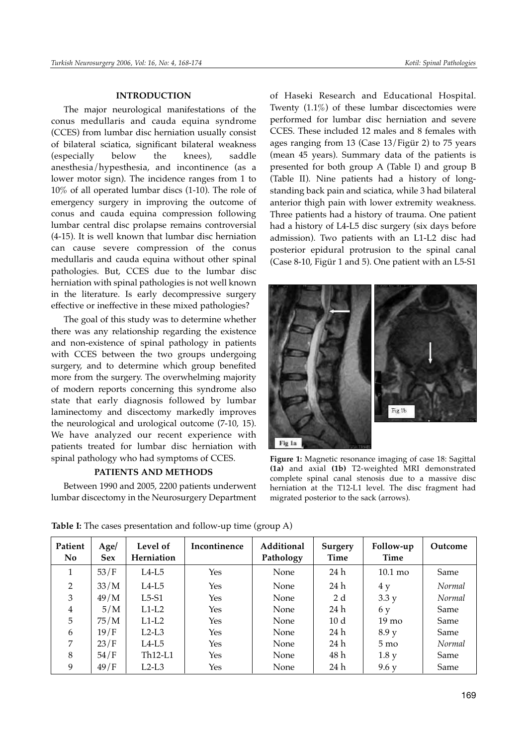## INTRODUCTION

The major neurological manifestations of the conus medullaris and cauda equina syndrome (CCES) from lumbar disc herniation usually consist of bilateral sciatica, significant bilateral weakness (especially below the knees), saddle anesthesia/hypesthesia, and incontinence (as a lower motor sign). The incidence ranges from 1 to 10% of all operated lumbar discs (1-10). The role of emergency surgery in improving the outcome of conus and cauda equina compression following lumbar central disc prolapse remains controversial (4-15). It is well known that lumbar disc herniation can cause severe compression of the conus medullaris and cauda equina without other spinal pathologies. But, CCES due to the lumbar disc herniation with spinal pathologies is not well known in the literature. Is early decompressive surgery effective or ineffective in these mixed pathologies?

The goal of this study was to determine whether there was any relationship regarding the existence and non-existence of spinal pathology in patients with CCES between the two groups undergoing surgery, and to determine which group benefited more from the surgery. The overwhelming majority of modern reports concerning this syndrome also state that early diagnosis followed by lumbar laminectomy and discectomy markedly improves the neurological and urological outcome (7-10, 15). We have analyzed our recent experience with patients treated for lumbar disc herniation with spinal pathology who had symptoms of CCES.

## PATIENTS AND METHODS

Between 1990 and 2005, 2200 patients underwent lumbar discectomy in the Neurosurgery Department of Haseki Research and Educational Hospital. Twenty (1.1%) of these lumbar discectomies were performed for lumbar disc herniation and severe CCES. These included 12 males and 8 females with ages ranging from 13 (Case 13/Figür 2) to 75 years (mean 45 years). Summary data of the patients is presented for both group A (Table I) and group B (Table II). Nine patients had a history of long-standing back pain and sciatica, while 3 had bilateral anterior thigh pain with lower extremity weakness. Three patients had a history of trauma. One patient had a history of L4-L5 disc surgery (six days before admission). Two patients with an L1-L2 disc had posterior epidural protrusion to the spinal canal (Case 8-10, Figür 1 and 5). One patient with an L5-S1

**Figure 1:** Magnetic resonance imaging of case 18: Sagittal **(1a)** and axial **(1b)** T2-weighted MRI demonstrated complete spinal canal stenosis due to a massive disc herniation at the T12-L1 level. The disc fragment had migrated posterior to the sack (arrows).

**Table I:** The cases presentation and follow-up time (group A)

| Patient No | Age/ Sex | Level of Herniation | Incontinence | Additional Pathology | Surgery Time | Follow-up Time | Outcome |
|---|---|---|---|---|---|---|---|
| 1 | 53/F | L4-L5 | Yes | None | 24 h | 10.1 mo | Same |
| 2 | 33/M | L4-L5 | Yes | None | 24 h | 4 y | *Normal* |
| 3 | 49/M | L5-S1 | Yes | None | 2 d | 3.3 y | *Normal* |
| 4 | 5/M | L1-L2 | Yes | None | 24 h | 6 y | Same |
| 5 | 75/M | L1-L2 | Yes | None | 10 d | 19 mo | Same |
| 6 | 19/F | L2-L3 | Yes | None | 24 h | 8.9 y | Same |
| 7 | 23/F | L4-L5 | Yes | None | 24 h | 5 mo | *Normal* |
| 8 | 54/F | Th12-L1 | Yes | None | 48 h | 1.8 y | Same |
| 9 | 49/F | L2-L3 | Yes | None | 24 h | 9.6 y | Same |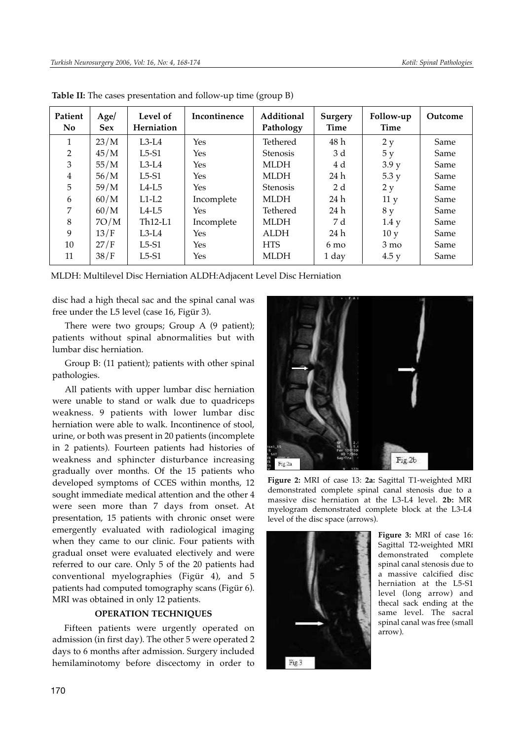**Table II:** The cases presentation and follow-up time (group B)

| Patient No | Age/ Sex | Level of Herniation | Incontinence | Additional Pathology | Surgery Time | Follow-up Time | Outcome |
|---|---|---|---|---|---|---|---|
| 1 | 23/M | L3-L4 | Yes | Tethered | 48 h | 2 y | Same |
| 2 | 45/M | L5-S1 | Yes | Stenosis | 3 d | 5 y | Same |
| 3 | 55/M | L3-L4 | Yes | MLDH | 4 d | 3.9 y | Same |
| 4 | 56/M | L5-S1 | Yes | MLDH | 24 h | 5.3 y | Same |
| 5 | 59/M | L4-L5 | Yes | Stenosis | 2 d | 2 y | Same |
| 6 | 60/M | L1-L2 | Incomplete | MLDH | 24 h | 11 y | Same |
| 7 | 60/M | L4-L5 | Yes | Tethered | 24 h | 8 y | Same |
| 8 | 7O/M | Th12-L1 | Incomplete | MLDH | 7 d | 1.4 y | Same |
| 9 | 13/F | L3-L4 | Yes | ALDH | 24 h | 10 y | Same |
| 10 | 27/F | L5-S1 | Yes | HTS | 6 mo | 3 mo | Same |
| 11 | 38/F | L5-S1 | Yes | MLDH | 1 day | 4.5 y | Same |

MLDH: Multilevel Disc Herniation ALDH:Adjacent Level Disc Herniation

disc had a high thecal sac and the spinal canal was free under the L5 level (case 16, Figür 3).

There were two groups; Group A (9 patient); patients without spinal abnormalities but with lumbar disc herniation.

Group B: (11 patient); patients with other spinal pathologies.

All patients with upper lumbar disc herniation were unable to stand or walk due to quadriceps weakness. 9 patients with lower lumbar disc herniation were able to walk. Incontinence of stool, urine, or both was present in 20 patients (incomplete in 2 patients). Fourteen patients had histories of weakness and sphincter disturbance increasing gradually over months. Of the 15 patients who developed symptoms of CCES within months, 12 sought immediate medical attention and the other 4 were seen more than 7 days from onset. At presentation, 15 patients with chronic onset were emergently evaluated with radiological imaging when they came to our clinic. Four patients with gradual onset were evaluated electively and were referred to our care. Only 5 of the 20 patients had conventional myelographies (Figür 4), and 5 patients had computed tomography scans (Figür 6). MRI was obtained in only 12 patients.

**Figure 2:** MRI of case 13: **2a:** Sagittal T1-weighted MRI demonstrated complete spinal canal stenosis due to a massive disc herniation at the L3-L4 level. **2b:** MR myelogram demonstrated complete block at the L3-L4 level of the disc space (arrows).

**Figure 3:** MRI of case 16: Sagittal T2-weighted MRI demonstrated complete spinal canal stenosis due to a massive calcified disc herniation at the L5-S1 level (long arrow) and thecal sack ending at the same level. The sacral spinal canal was free (small arrow).

## OPERATION TECHNIQUES

Fifteen patients were urgently operated on admission (in first day). The other 5 were operated 2 days to 6 months after admission. Surgery included hemilaminotomy before discectomy in order to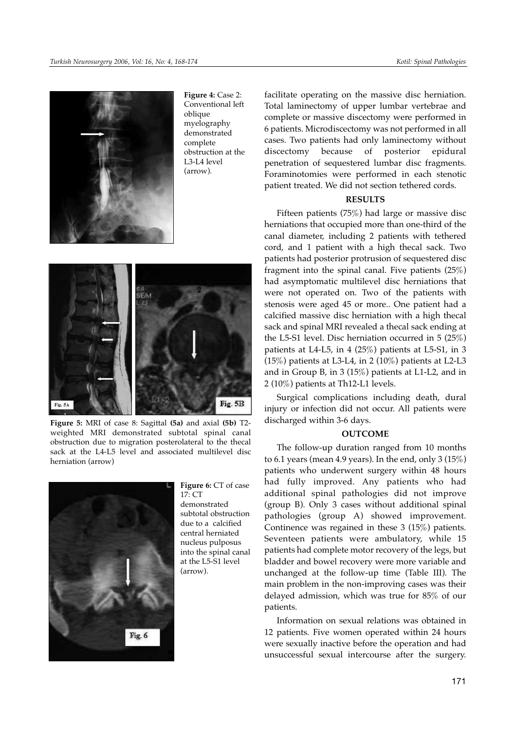**Figure 4:** Case 2: Conventional left oblique myelography demonstrated complete obstruction at the L3-L4 level (arrow).

**Figure 5:** MRI of case 8: Sagittal **(5a)** and axial **(5b)** T2-weighted MRI demonstrated subtotal spinal canal obstruction due to migration posterolateral to the thecal sack at the L4-L5 level and associated multilevel disc herniation (arrow)

**Figure 6:** CT of case 17: CT demonstrated subtotal obstruction due to a calcified central herniated nucleus pulposus into the spinal canal at the L5-S1 level (arrow).

facilitate operating on the massive disc herniation. Total laminectomy of upper lumbar vertebrae and complete or massive discectomy were performed in 6 patients. Microdiscectomy was not performed in all cases. Two patients had only laminectomy without discectomy because of posterior epidural penetration of sequestered lumbar disc fragments. Foraminotomies were performed in each stenotic patient treated. We did not section tethered cords.

## RESULTS

Fifteen patients (75%) had large or massive disc herniations that occupied more than one-third of the canal diameter, including 2 patients with tethered cord, and 1 patient with a high thecal sack. Two patients had posterior protrusion of sequestered disc fragment into the spinal canal. Five patients (25%) had asymptomatic multilevel disc herniations that were not operated on. Two of the patients with stenosis were aged 45 or more.. One patient had a calcified massive disc herniation with a high thecal sack and spinal MRI revealed a thecal sack ending at the L5-S1 level. Disc herniation occurred in 5 (25%) patients at L4-L5, in 4 (25%) patients at L5-S1, in 3 (15%) patients at L3-L4, in 2 (10%) patients at L2-L3 and in Group B, in 3 (15%) patients at L1-L2, and in 2 (10%) patients at Th12-L1 levels.

Surgical complications including death, dural injury or infection did not occur. All patients were discharged within 3-6 days.

## OUTCOME

The follow-up duration ranged from 10 months to 6.1 years (mean 4.9 years). In the end, only 3 (15%) patients who underwent surgery within 48 hours had fully improved. Any patients who had additional spinal pathologies did not improve (group B). Only 3 cases without additional spinal pathologies (group A) showed improvement. Continence was regained in these 3 (15%) patients. Seventeen patients were ambulatory, while 15 patients had complete motor recovery of the legs, but bladder and bowel recovery were more variable and unchanged at the follow-up time (Table III). The main problem in the non-improving cases was their delayed admission, which was true for 85% of our patients.

Information on sexual relations was obtained in 12 patients. Five women operated within 24 hours were sexually inactive before the operation and had unsuccessful sexual intercourse after the surgery.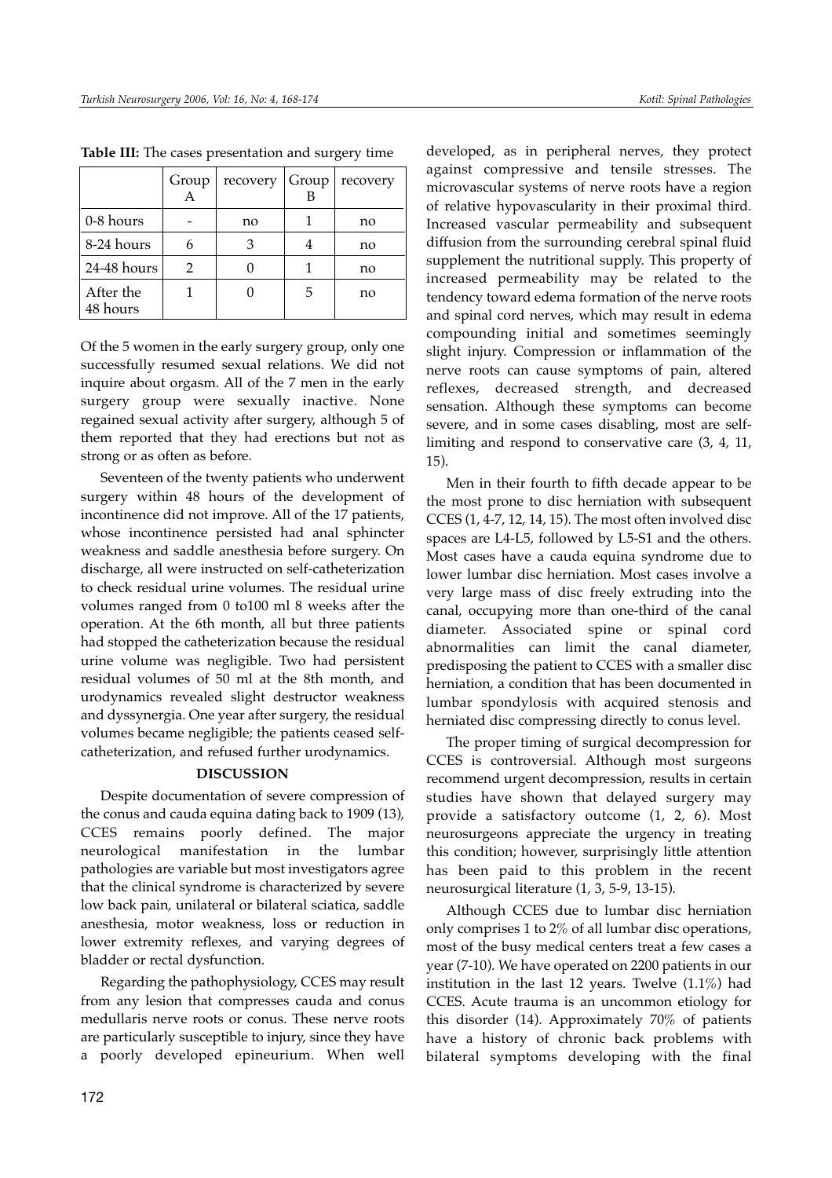**Table III:** The cases presentation and surgery time

| | Group A | recovery | Group B | recovery |
|---|---|---|---|---|
| 0-8 hours | - | no | 1 | no |
| 8-24 hours | 6 | 3 | 4 | no |
| 24-48 hours | 2 | 0 | 1 | no |
| After the 48 hours | 1 | 0 | 5 | no |

Of the 5 women in the early surgery group, only one successfully resumed sexual relations. We did not inquire about orgasm. All of the 7 men in the early surgery group were sexually inactive. None regained sexual activity after surgery, although 5 of them reported that they had erections but not as strong or as often as before.

Seventeen of the twenty patients who underwent surgery within 48 hours of the development of incontinence did not improve. All of the 17 patients, whose incontinence persisted had anal sphincter weakness and saddle anesthesia before surgery. On discharge, all were instructed on self-catheterization to check residual urine volumes. The residual urine volumes ranged from 0 to100 ml 8 weeks after the operation. At the 6th month, all but three patients had stopped the catheterization because the residual urine volume was negligible. Two had persistent residual volumes of 50 ml at the 8th month, and urodynamics revealed slight destructor weakness and dyssynergia. One year after surgery, the residual volumes became negligible; the patients ceased self-catheterization, and refused further urodynamics.

## DISCUSSION

Despite documentation of severe compression of the conus and cauda equina dating back to 1909 (13), CCES remains poorly defined. The major neurological manifestation in the lumbar pathologies are variable but most investigators agree that the clinical syndrome is characterized by severe low back pain, unilateral or bilateral sciatica, saddle anesthesia, motor weakness, loss or reduction in lower extremity reflexes, and varying degrees of bladder or rectal dysfunction.

Regarding the pathophysiology, CCES may result from any lesion that compresses cauda and conus medullaris nerve roots or conus. These nerve roots are particularly susceptible to injury, since they have a poorly developed epineurium. When well developed, as in peripheral nerves, they protect against compressive and tensile stresses. The microvascular systems of nerve roots have a region of relative hypovascularity in their proximal third. Increased vascular permeability and subsequent diffusion from the surrounding cerebral spinal fluid supplement the nutritional supply. This property of increased permeability may be related to the tendency toward edema formation of the nerve roots and spinal cord nerves, which may result in edema compounding initial and sometimes seemingly slight injury. Compression or inflammation of the nerve roots can cause symptoms of pain, altered reflexes, decreased strength, and decreased sensation. Although these symptoms can become severe, and in some cases disabling, most are self-limiting and respond to conservative care (3, 4, 11, 15).

Men in their fourth to fifth decade appear to be the most prone to disc herniation with subsequent CCES (1, 4-7, 12, 14, 15). The most often involved disc spaces are L4-L5, followed by L5-S1 and the others. Most cases have a cauda equina syndrome due to lower lumbar disc herniation. Most cases involve a very large mass of disc freely extruding into the canal, occupying more than one-third of the canal diameter. Associated spine or spinal cord abnormalities can limit the canal diameter, predisposing the patient to CCES with a smaller disc herniation, a condition that has been documented in lumbar spondylosis with acquired stenosis and herniated disc compressing directly to conus level.

The proper timing of surgical decompression for CCES is controversial. Although most surgeons recommend urgent decompression, results in certain studies have shown that delayed surgery may provide a satisfactory outcome (1, 2, 6). Most neurosurgeons appreciate the urgency in treating this condition; however, surprisingly little attention has been paid to this problem in the recent neurosurgical literature (1, 3, 5-9, 13-15).

Although CCES due to lumbar disc herniation only comprises 1 to 2% of all lumbar disc operations, most of the busy medical centers treat a few cases a year (7-10). We have operated on 2200 patients in our institution in the last 12 years. Twelve (1.1%) had CCES. Acute trauma is an uncommon etiology for this disorder (14). Approximately 70% of patients have a history of chronic back problems with bilateral symptoms developing with the final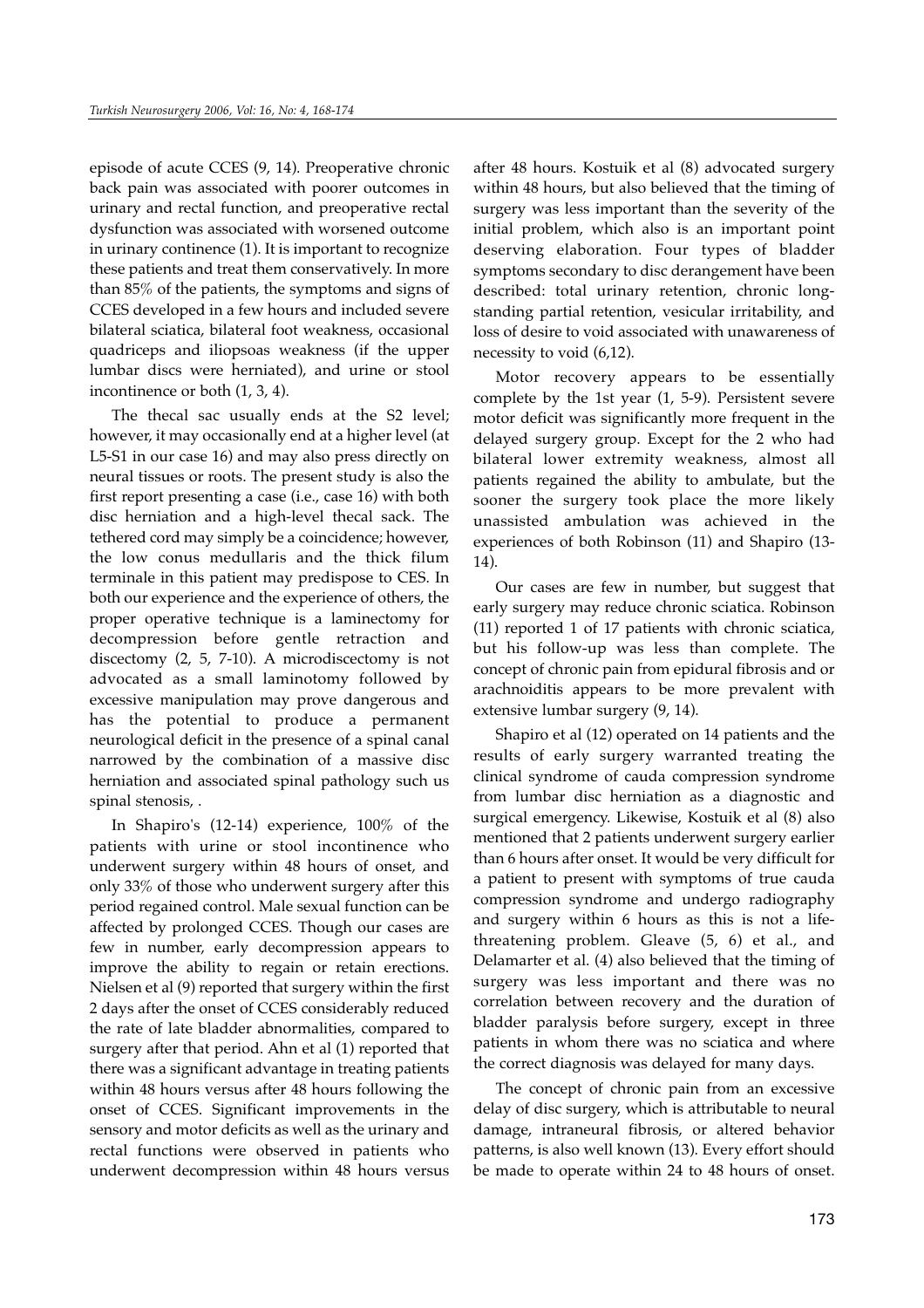episode of acute CCES (9, 14). Preoperative chronic back pain was associated with poorer outcomes in urinary and rectal function, and preoperative rectal dysfunction was associated with worsened outcome in urinary continence (1). It is important to recognize these patients and treat them conservatively. In more than 85% of the patients, the symptoms and signs of CCES developed in a few hours and included severe bilateral sciatica, bilateral foot weakness, occasional quadriceps and iliopsoas weakness (if the upper lumbar discs were herniated), and urine or stool incontinence or both (1, 3, 4).

The thecal sac usually ends at the S2 level; however, it may occasionally end at a higher level (at L5-S1 in our case 16) and may also press directly on neural tissues or roots. The present study is also the first report presenting a case (i.e., case 16) with both disc herniation and a high-level thecal sack. The tethered cord may simply be a coincidence; however, the low conus medullaris and the thick filum terminale in this patient may predispose to CES. In both our experience and the experience of others, the proper operative technique is a laminectomy for decompression before gentle retraction and discectomy (2, 5, 7-10). A microdiscectomy is not advocated as a small laminotomy followed by excessive manipulation may prove dangerous and has the potential to produce a permanent neurological deficit in the presence of a spinal canal narrowed by the combination of a massive disc herniation and associated spinal pathology such us spinal stenosis, .

In Shapiro's (12-14) experience, 100% of the patients with urine or stool incontinence who underwent surgery within 48 hours of onset, and only 33% of those who underwent surgery after this period regained control. Male sexual function can be affected by prolonged CCES. Though our cases are few in number, early decompression appears to improve the ability to regain or retain erections. Nielsen et al (9) reported that surgery within the first 2 days after the onset of CCES considerably reduced the rate of late bladder abnormalities, compared to surgery after that period. Ahn et al (1) reported that there was a significant advantage in treating patients within 48 hours versus after 48 hours following the onset of CCES. Significant improvements in the sensory and motor deficits as well as the urinary and rectal functions were observed in patients who underwent decompression within 48 hours versus after 48 hours. Kostuik et al (8) advocated surgery within 48 hours, but also believed that the timing of surgery was less important than the severity of the initial problem, which also is an important point deserving elaboration. Four types of bladder symptoms secondary to disc derangement have been described: total urinary retention, chronic long-standing partial retention, vesicular irritability, and loss of desire to void associated with unawareness of necessity to void (6,12).

Motor recovery appears to be essentially complete by the 1st year (1, 5-9). Persistent severe motor deficit was significantly more frequent in the delayed surgery group. Except for the 2 who had bilateral lower extremity weakness, almost all patients regained the ability to ambulate, but the sooner the surgery took place the more likely unassisted ambulation was achieved in the experiences of both Robinson (11) and Shapiro (13-14).

Our cases are few in number, but suggest that early surgery may reduce chronic sciatica. Robinson (11) reported 1 of 17 patients with chronic sciatica, but his follow-up was less than complete. The concept of chronic pain from epidural fibrosis and or arachnoiditis appears to be more prevalent with extensive lumbar surgery (9, 14).

Shapiro et al (12) operated on 14 patients and the results of early surgery warranted treating the clinical syndrome of cauda compression syndrome from lumbar disc herniation as a diagnostic and surgical emergency. Likewise, Kostuik et al (8) also mentioned that 2 patients underwent surgery earlier than 6 hours after onset. It would be very difficult for a patient to present with symptoms of true cauda compression syndrome and undergo radiography and surgery within 6 hours as this is not a life-threatening problem. Gleave (5, 6) et al., and Delamarter et al. (4) also believed that the timing of surgery was less important and there was no correlation between recovery and the duration of bladder paralysis before surgery, except in three patients in whom there was no sciatica and where the correct diagnosis was delayed for many days.

The concept of chronic pain from an excessive delay of disc surgery, which is attributable to neural damage, intraneural fibrosis, or altered behavior patterns, is also well known (13). Every effort should be made to operate within 24 to 48 hours of onset.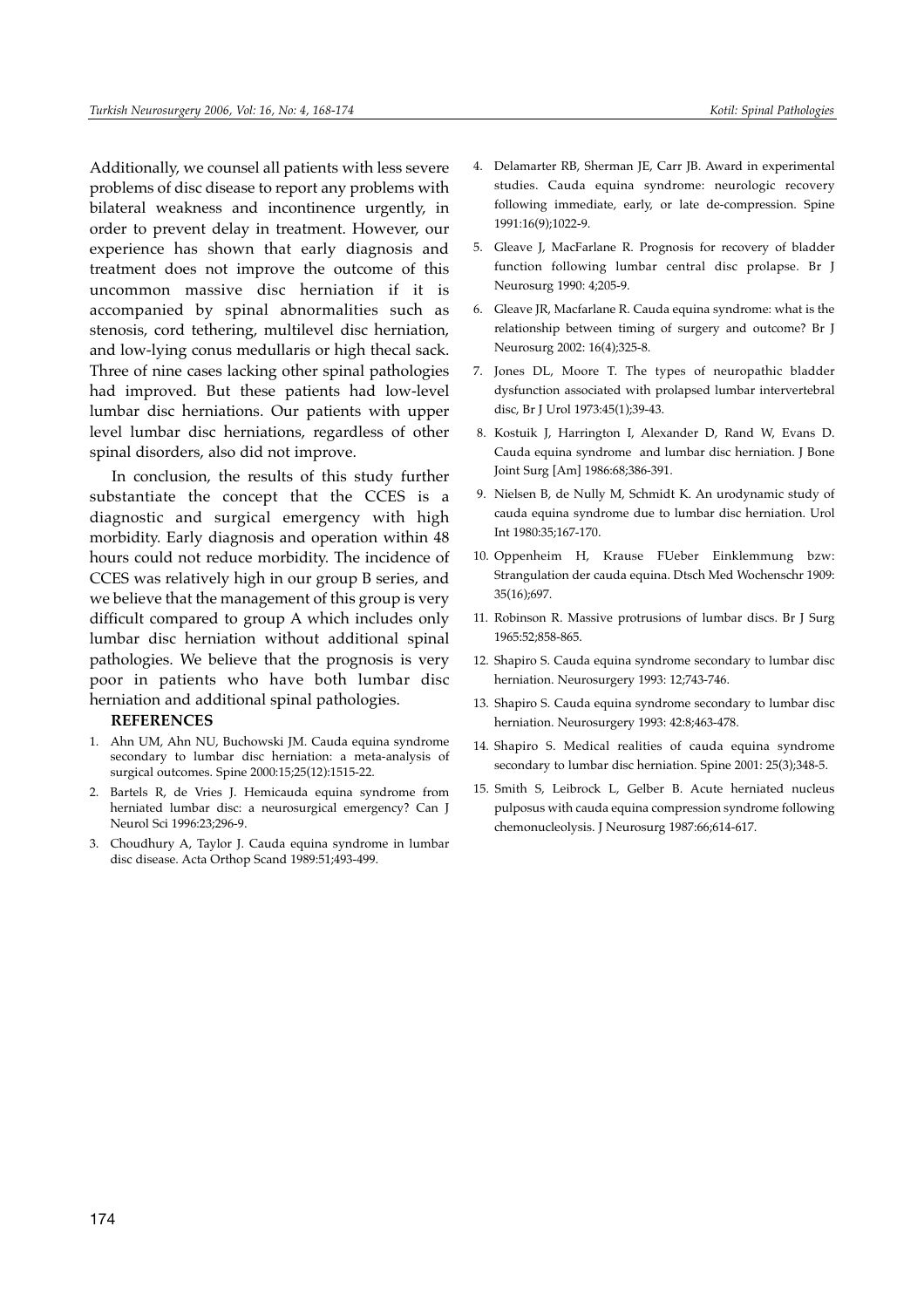Additionally, we counsel all patients with less severe problems of disc disease to report any problems with bilateral weakness and incontinence urgently, in order to prevent delay in treatment. However, our experience has shown that early diagnosis and treatment does not improve the outcome of this uncommon massive disc herniation if it is accompanied by spinal abnormalities such as stenosis, cord tethering, multilevel disc herniation, and low-lying conus medullaris or high thecal sack. Three of nine cases lacking other spinal pathologies had improved. But these patients had low-level lumbar disc herniations. Our patients with upper level lumbar disc herniations, regardless of other spinal disorders, also did not improve.

In conclusion, the results of this study further substantiate the concept that the CCES is a diagnostic and surgical emergency with high morbidity. Early diagnosis and operation within 48 hours could not reduce morbidity. The incidence of CCES was relatively high in our group B series, and we believe that the management of this group is very difficult compared to group A which includes only lumbar disc herniation without additional spinal pathologies. We believe that the prognosis is very poor in patients who have both lumbar disc herniation and additional spinal pathologies.

**REFERENCES**

1. Ahn UM, Ahn NU, Buchowski JM. Cauda equina syndrome secondary to lumbar disc herniation: a meta-analysis of surgical outcomes. Spine 2000:15;25(12):1515-22.
2. Bartels R, de Vries J. Hemicauda equina syndrome from herniated lumbar disc: a neurosurgical emergency? Can J Neurol Sci 1996:23;296-9.
3. Choudhury A, Taylor J. Cauda equina syndrome in lumbar disc disease. Acta Orthop Scand 1989:51;493-499.
4. Delamarter RB, Sherman JE, Carr JB. Award in experimental studies. Cauda equina syndrome: neurologic recovery following immediate, early, or late de-compression. Spine 1991:16(9);1022-9.
5. Gleave J, MacFarlane R. Prognosis for recovery of bladder function following lumbar central disc prolapse. Br J Neurosurg 1990: 4;205-9.
6. Gleave JR, Macfarlane R. Cauda equina syndrome: what is the relationship between timing of surgery and outcome? Br J Neurosurg 2002: 16(4);325-8.
7. Jones DL, Moore T. The types of neuropathic bladder dysfunction associated with prolapsed lumbar intervertebral disc, Br J Urol 1973:45(1);39-43.
8. Kostuik J, Harrington I, Alexander D, Rand W, Evans D. Cauda equina syndrome and lumbar disc herniation. J Bone Joint Surg [Am] 1986:68;386-391.
9. Nielsen B, de Nully M, Schmidt K. An urodynamic study of cauda equina syndrome due to lumbar disc herniation. Urol Int 1980:35;167-170.
10. Oppenheim H, Krause FUeber Einklemmung bzw: Strangulation der cauda equina. Dtsch Med Wochenschr 1909: 35(16);697.
11. Robinson R. Massive protrusions of lumbar discs. Br J Surg 1965:52;858-865.
12. Shapiro S. Cauda equina syndrome secondary to lumbar disc herniation. Neurosurgery 1993: 12;743-746.
13. Shapiro S. Cauda equina syndrome secondary to lumbar disc herniation. Neurosurgery 1993: 42:8;463-478.
14. Shapiro S. Medical realities of cauda equina syndrome secondary to lumbar disc herniation. Spine 2001: 25(3);348-5.
15. Smith S, Leibrock L, Gelber B. Acute herniated nucleus pulposus with cauda equina compression syndrome following chemonucleolysis. J Neurosurg 1987:66;614-617.